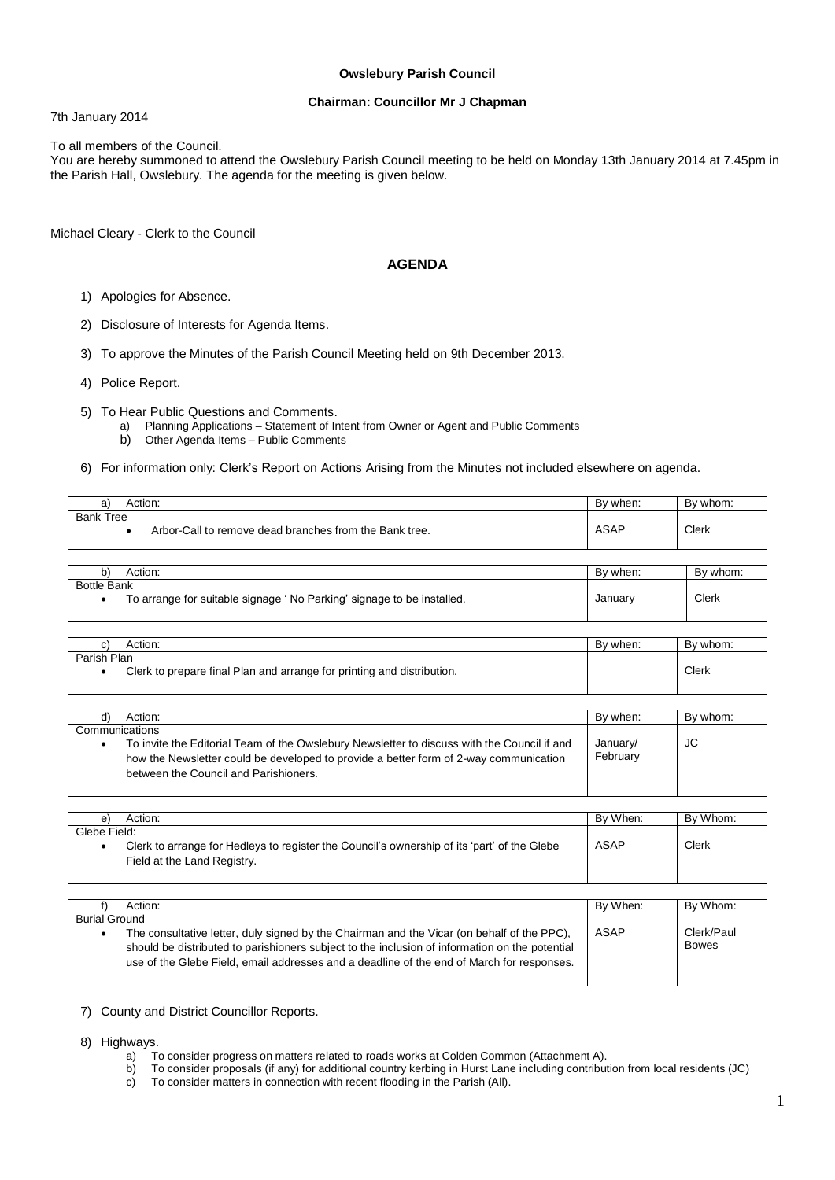**Owslebury Parish Council**

**Chairman: Councillor Mr J Chapman**

7th January 2014

To all members of the Council.
You are hereby summoned to attend the Owslebury Parish Council meeting to be held on Monday 13th January 2014 at 7.45pm in the Parish Hall, Owslebury. The agenda for the meeting is given below.

Michael Cleary - Clerk to the Council

## AGENDA

1) Apologies for Absence.

2) Disclosure of Interests for Agenda Items.

3) To approve the Minutes of the Parish Council Meeting held on 9th December 2013.

4) Police Report.

5) To Hear Public Questions and Comments.
   a) Planning Applications – Statement of Intent from Owner or Agent and Public Comments
   b) Other Agenda Items – Public Comments

6) For information only: Clerk's Report on Actions Arising from the Minutes not included elsewhere on agenda.

| a) Action: | By when: | By whom: |
|---|---|---|
| Bank Tree<br>• Arbor-Call to remove dead branches from the Bank tree. | ASAP | Clerk |

| b) Action: | By when: | By whom: |
|---|---|---|
| Bottle Bank<br>• To arrange for suitable signage ' No Parking' signage to be installed. | January | Clerk |

| c) Action: | By when: | By whom: |
|---|---|---|
| Parish Plan<br>• Clerk to prepare final Plan and arrange for printing and distribution. | | Clerk |

| d) Action: | By when: | By whom: |
|---|---|---|
| Communications<br>• To invite the Editorial Team of the Owslebury Newsletter to discuss with the Council if and how the Newsletter could be developed to provide a better form of 2-way communication between the Council and Parishioners. | January/ February | JC |

| e) Action: | By When: | By Whom: |
|---|---|---|
| Glebe Field:<br>• Clerk to arrange for Hedleys to register the Council's ownership of its 'part' of the Glebe Field at the Land Registry. | ASAP | Clerk |

| f) Action: | By When: | By Whom: |
|---|---|---|
| Burial Ground<br>• The consultative letter, duly signed by the Chairman and the Vicar (on behalf of the PPC), should be distributed to parishioners subject to the inclusion of information on the potential use of the Glebe Field, email addresses and a deadline of the end of March for responses. | ASAP | Clerk/Paul Bowes |

7) County and District Councillor Reports.

8) Highways.
   a) To consider progress on matters related to roads works at Colden Common (Attachment A).
   b) To consider proposals (if any) for additional country kerbing in Hurst Lane including contribution from local residents (JC)
   c) To consider matters in connection with recent flooding in the Parish (All).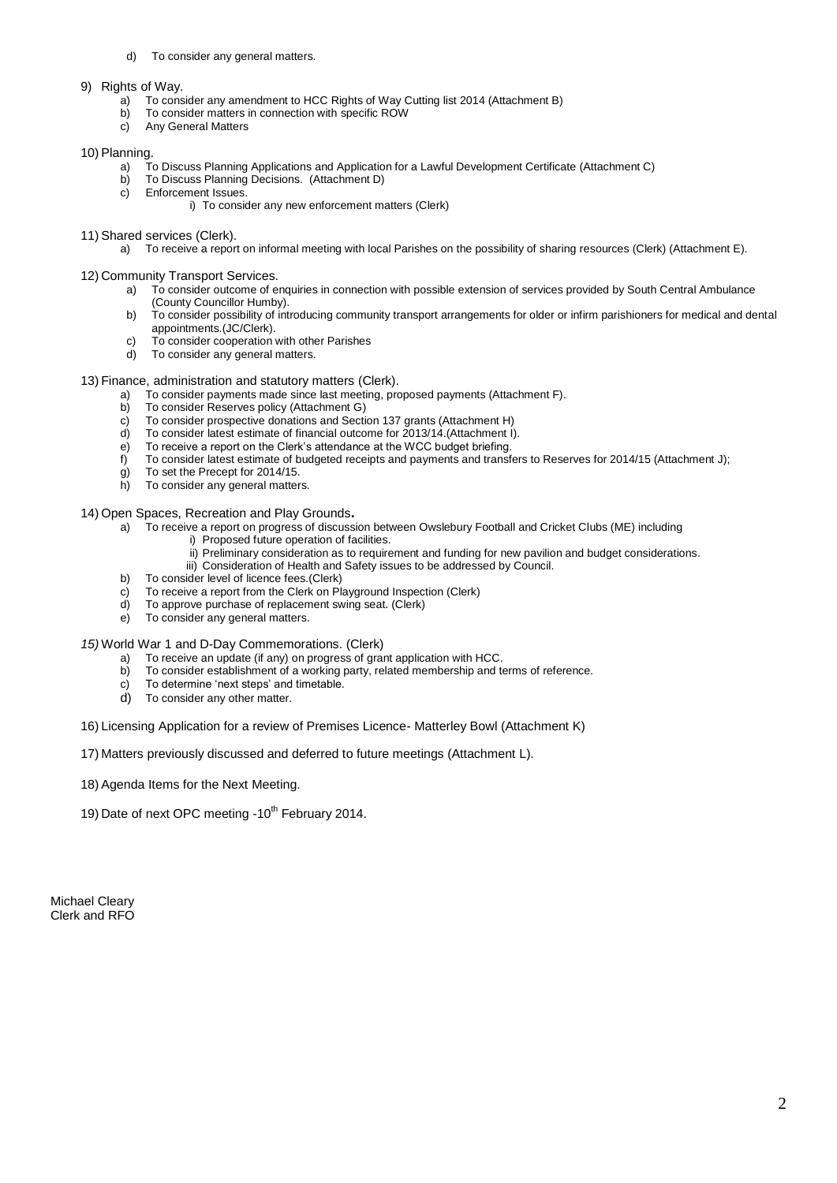d) To consider any general matters.

9) Rights of Way.
   a) To consider any amendment to HCC Rights of Way Cutting list 2014 (Attachment B)
   b) To consider matters in connection with specific ROW
   c) Any General Matters

10) Planning.
   a) To Discuss Planning Applications and Application for a Lawful Development Certificate (Attachment C)
   b) To Discuss Planning Decisions. (Attachment D)
   c) Enforcement Issues.
      i) To consider any new enforcement matters (Clerk)

11) Shared services (Clerk).
   a) To receive a report on informal meeting with local Parishes on the possibility of sharing resources (Clerk) (Attachment E).

12) Community Transport Services.
   a) To consider outcome of enquiries in connection with possible extension of services provided by South Central Ambulance (County Councillor Humby).
   b) To consider possibility of introducing community transport arrangements for older or infirm parishioners for medical and dental appointments.(JC/Clerk).
   c) To consider cooperation with other Parishes
   d) To consider any general matters.

13) Finance, administration and statutory matters (Clerk).
   a) To consider payments made since last meeting, proposed payments (Attachment F).
   b) To consider Reserves policy (Attachment G)
   c) To consider prospective donations and Section 137 grants (Attachment H)
   d) To consider latest estimate of financial outcome for 2013/14.(Attachment I).
   e) To receive a report on the Clerk's attendance at the WCC budget briefing.
   f) To consider latest estimate of budgeted receipts and payments and transfers to Reserves for 2014/15 (Attachment J);
   g) To set the Precept for 2014/15.
   h) To consider any general matters.

14) Open Spaces, Recreation and Play Grounds**.**
   a) To receive a report on progress of discussion between Owslebury Football and Cricket Clubs (ME) including
      i) Proposed future operation of facilities.
      ii) Preliminary consideration as to requirement and funding for new pavilion and budget considerations.
      iii) Consideration of Health and Safety issues to be addressed by Council.
   b) To consider level of licence fees.(Clerk)
   c) To receive a report from the Clerk on Playground Inspection (Clerk)
   d) To approve purchase of replacement swing seat. (Clerk)
   e) To consider any general matters.

*15)* World War 1 and D-Day Commemorations. (Clerk)
   a) To receive an update (if any) on progress of grant application with HCC.
   b) To consider establishment of a working party, related membership and terms of reference.
   c) To determine 'next steps' and timetable.
   d) To consider any other matter.

16) Licensing Application for a review of Premises Licence- Matterley Bowl (Attachment K)

17) Matters previously discussed and deferred to future meetings (Attachment L).

18) Agenda Items for the Next Meeting.

19) Date of next OPC meeting -10th February 2014.

Michael Cleary
Clerk and RFO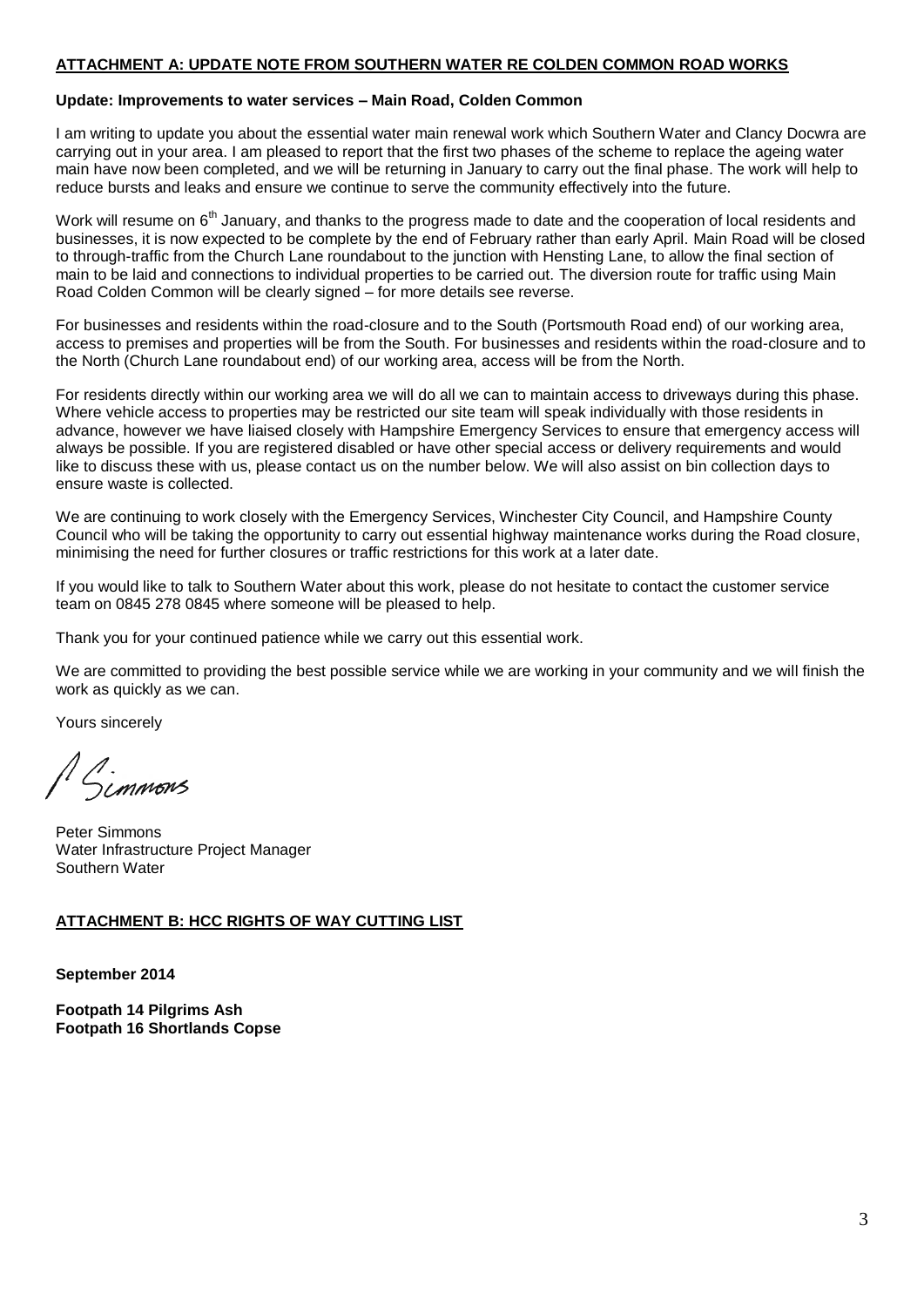## ATTACHMENT A: UPDATE NOTE FROM SOUTHERN WATER RE COLDEN COMMON ROAD WORKS

**Update: Improvements to water services – Main Road, Colden Common**

I am writing to update you about the essential water main renewal work which Southern Water and Clancy Docwra are carrying out in your area. I am pleased to report that the first two phases of the scheme to replace the ageing water main have now been completed, and we will be returning in January to carry out the final phase. The work will help to reduce bursts and leaks and ensure we continue to serve the community effectively into the future.

Work will resume on 6th January, and thanks to the progress made to date and the cooperation of local residents and businesses, it is now expected to be complete by the end of February rather than early April. Main Road will be closed to through-traffic from the Church Lane roundabout to the junction with Hensting Lane, to allow the final section of main to be laid and connections to individual properties to be carried out. The diversion route for traffic using Main Road Colden Common will be clearly signed – for more details see reverse.

For businesses and residents within the road-closure and to the South (Portsmouth Road end) of our working area, access to premises and properties will be from the South. For businesses and residents within the road-closure and to the North (Church Lane roundabout end) of our working area, access will be from the North.

For residents directly within our working area we will do all we can to maintain access to driveways during this phase. Where vehicle access to properties may be restricted our site team will speak individually with those residents in advance, however we have liaised closely with Hampshire Emergency Services to ensure that emergency access will always be possible. If you are registered disabled or have other special access or delivery requirements and would like to discuss these with us, please contact us on the number below. We will also assist on bin collection days to ensure waste is collected.

We are continuing to work closely with the Emergency Services, Winchester City Council, and Hampshire County Council who will be taking the opportunity to carry out essential highway maintenance works during the Road closure, minimising the need for further closures or traffic restrictions for this work at a later date.

If you would like to talk to Southern Water about this work, please do not hesitate to contact the customer service team on 0845 278 0845 where someone will be pleased to help.

Thank you for your continued patience while we carry out this essential work.

We are committed to providing the best possible service while we are working in your community and we will finish the work as quickly as we can.

Yours sincerely

P Simmons

Peter Simmons
Water Infrastructure Project Manager
Southern Water

## ATTACHMENT B: HCC RIGHTS OF WAY CUTTING LIST

**September 2014**

**Footpath 14 Pilgrims Ash**
**Footpath 16 Shortlands Copse**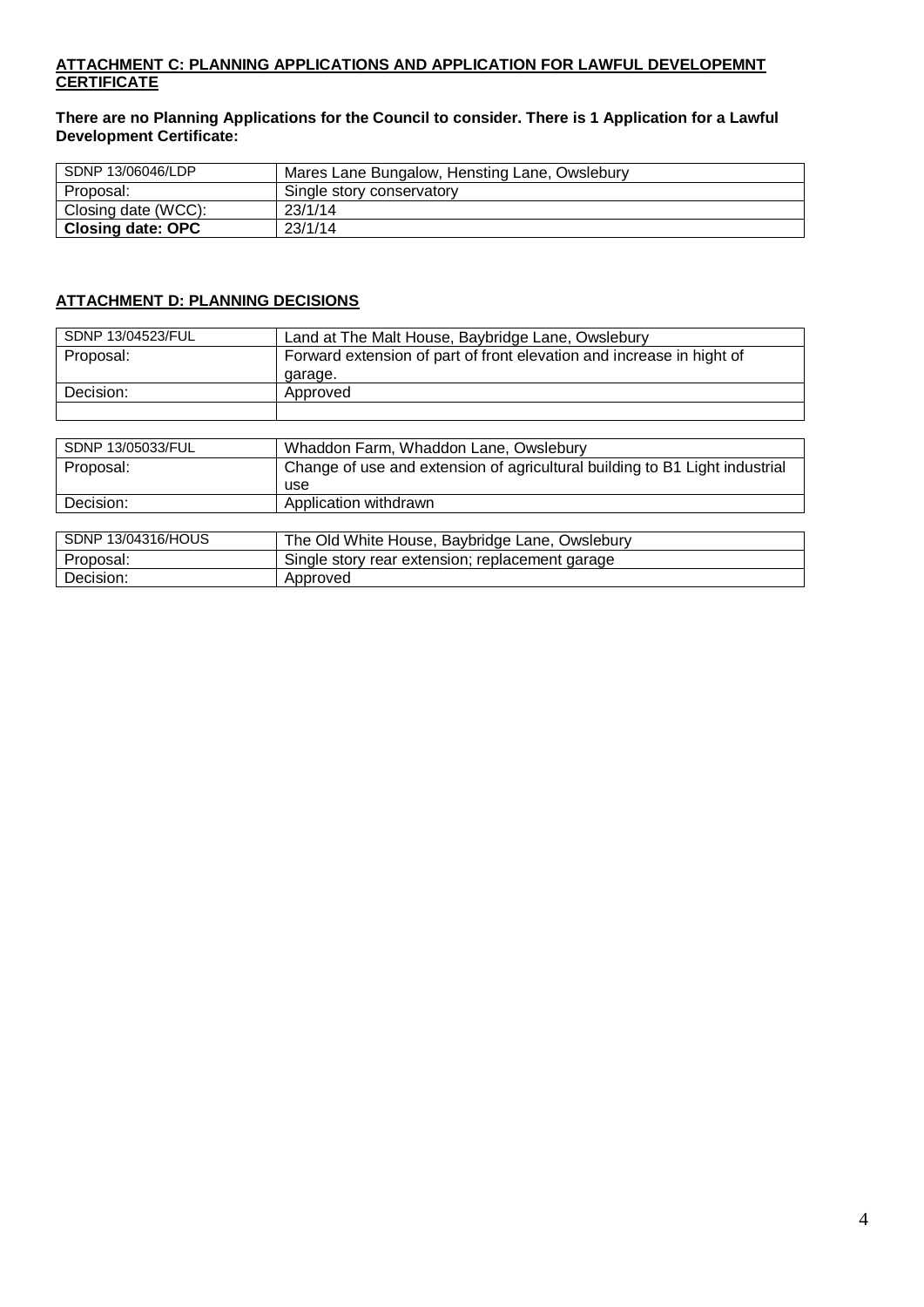## ATTACHMENT C: PLANNING APPLICATIONS AND APPLICATION FOR LAWFUL DEVELOPEMNT CERTIFICATE

**There are no Planning Applications for the Council to consider. There is 1 Application for a Lawful Development Certificate:**

| SDNP 13/06046/LDP | Mares Lane Bungalow, Hensting Lane, Owslebury |
|---|---|
| Proposal: | Single story conservatory |
| Closing date (WCC): | 23/1/14 |
| **Closing date: OPC** | 23/1/14 |

## ATTACHMENT D: PLANNING DECISIONS

| SDNP 13/04523/FUL | Land at The Malt House, Baybridge Lane, Owslebury |
|---|---|
| Proposal: | Forward extension of part of front elevation and increase in hight of garage. |
| Decision: | Approved |
| | |

| SDNP 13/05033/FUL | Whaddon Farm, Whaddon Lane, Owslebury |
|---|---|
| Proposal: | Change of use and extension of agricultural building to B1 Light industrial use |
| Decision: | Application withdrawn |

| SDNP 13/04316/HOUS | The Old White House, Baybridge Lane, Owslebury |
|---|---|
| Proposal: | Single story rear extension; replacement garage |
| Decision: | Approved |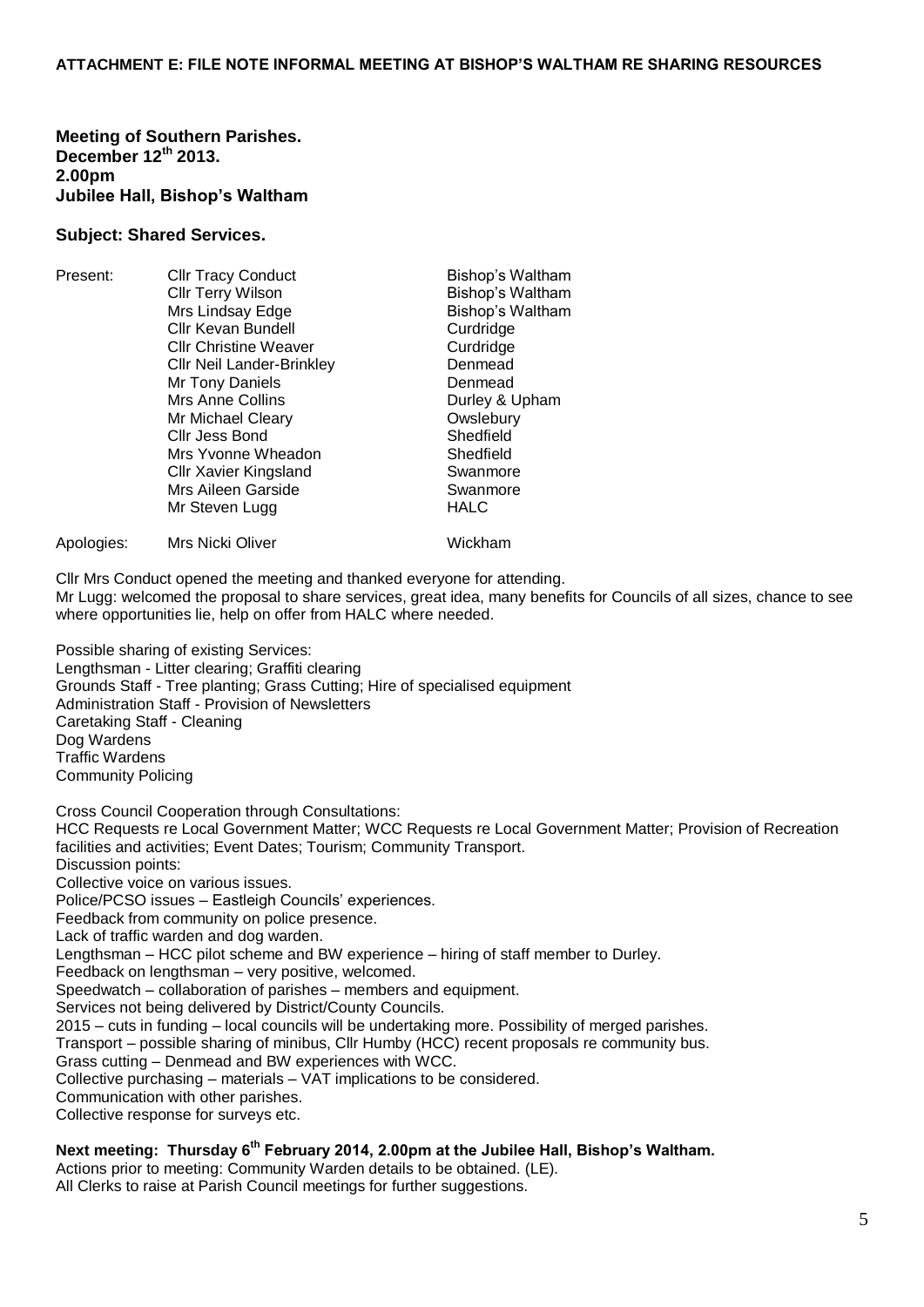**ATTACHMENT E: FILE NOTE INFORMAL MEETING AT BISHOP'S WALTHAM RE SHARING RESOURCES**

**Meeting of Southern Parishes.**
**December 12th 2013.**
**2.00pm**
**Jubilee Hall, Bishop's Waltham**

**Subject: Shared Services.**

| Present: | Cllr Tracy Conduct | Bishop's Waltham |
|---|---|---|
| | Cllr Terry Wilson | Bishop's Waltham |
| | Mrs Lindsay Edge | Bishop's Waltham |
| | Cllr Kevan Bundell | Curdridge |
| | Cllr Christine Weaver | Curdridge |
| | Cllr Neil Lander-Brinkley | Denmead |
| | Mr Tony Daniels | Denmead |
| | Mrs Anne Collins | Durley & Upham |
| | Mr Michael Cleary | Owslebury |
| | Cllr Jess Bond | Shedfield |
| | Mrs Yvonne Wheadon | Shedfield |
| | Cllr Xavier Kingsland | Swanmore |
| | Mrs Aileen Garside | Swanmore |
| | Mr Steven Lugg | HALC |
| Apologies: | Mrs Nicki Oliver | Wickham |

Cllr Mrs Conduct opened the meeting and thanked everyone for attending.
Mr Lugg: welcomed the proposal to share services, great idea, many benefits for Councils of all sizes, chance to see where opportunities lie, help on offer from HALC where needed.

Possible sharing of existing Services:
Lengthsman - Litter clearing; Graffiti clearing
Grounds Staff - Tree planting; Grass Cutting; Hire of specialised equipment
Administration Staff - Provision of Newsletters
Caretaking Staff - Cleaning
Dog Wardens
Traffic Wardens
Community Policing

Cross Council Cooperation through Consultations:
HCC Requests re Local Government Matter; WCC Requests re Local Government Matter; Provision of Recreation facilities and activities; Event Dates; Tourism; Community Transport.
Discussion points:
Collective voice on various issues.
Police/PCSO issues – Eastleigh Councils' experiences.
Feedback from community on police presence.
Lack of traffic warden and dog warden.
Lengthsman – HCC pilot scheme and BW experience – hiring of staff member to Durley.
Feedback on lengthsman – very positive, welcomed.
Speedwatch – collaboration of parishes – members and equipment.
Services not being delivered by District/County Councils.
2015 – cuts in funding – local councils will be undertaking more. Possibility of merged parishes.
Transport – possible sharing of minibus, Cllr Humby (HCC) recent proposals re community bus.
Grass cutting – Denmead and BW experiences with WCC.
Collective purchasing – materials – VAT implications to be considered.
Communication with other parishes.
Collective response for surveys etc.

**Next meeting: Thursday 6th February 2014, 2.00pm at the Jubilee Hall, Bishop's Waltham.**
Actions prior to meeting: Community Warden details to be obtained. (LE).
All Clerks to raise at Parish Council meetings for further suggestions.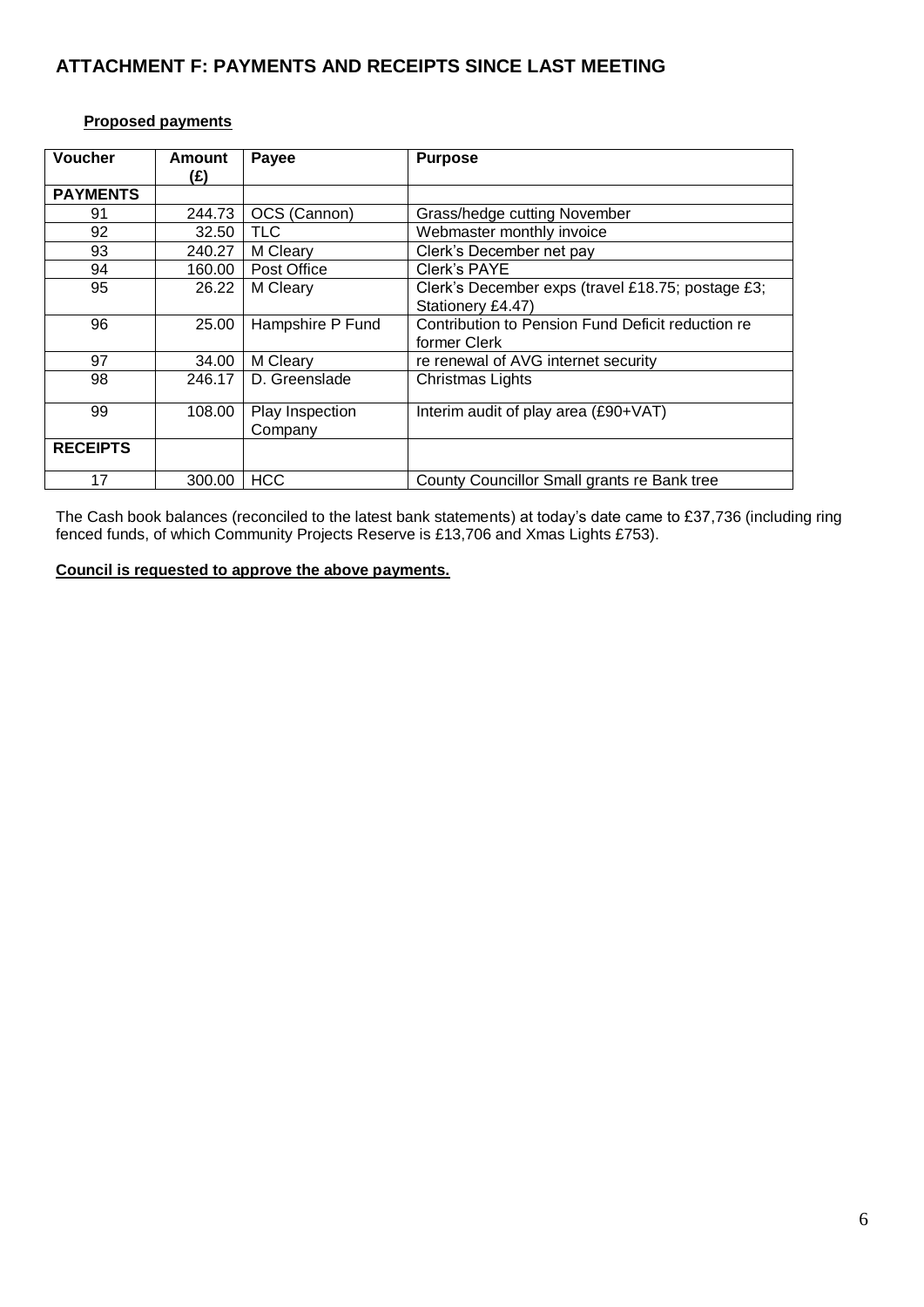## ATTACHMENT F: PAYMENTS AND RECEIPTS SINCE LAST MEETING

**Proposed payments**

| Voucher | Amount (£) | Payee | Purpose |
|---|---|---|---|
| **PAYMENTS** | | | |
| 91 | 244.73 | OCS (Cannon) | Grass/hedge cutting November |
| 92 | 32.50 | TLC | Webmaster monthly invoice |
| 93 | 240.27 | M Cleary | Clerk's December net pay |
| 94 | 160.00 | Post Office | Clerk's PAYE |
| 95 | 26.22 | M Cleary | Clerk's December exps (travel £18.75; postage £3; Stationery £4.47) |
| 96 | 25.00 | Hampshire P Fund | Contribution to Pension Fund Deficit reduction re former Clerk |
| 97 | 34.00 | M Cleary | re renewal of AVG internet security |
| 98 | 246.17 | D. Greenslade | Christmas Lights |
| 99 | 108.00 | Play Inspection Company | Interim audit of play area (£90+VAT) |
| **RECEIPTS** | | | |
| 17 | 300.00 | HCC | County Councillor Small grants re Bank tree |

The Cash book balances (reconciled to the latest bank statements) at today's date came to £37,736 (including ring fenced funds, of which Community Projects Reserve is £13,706 and Xmas Lights £753).

**Council is requested to approve the above payments.**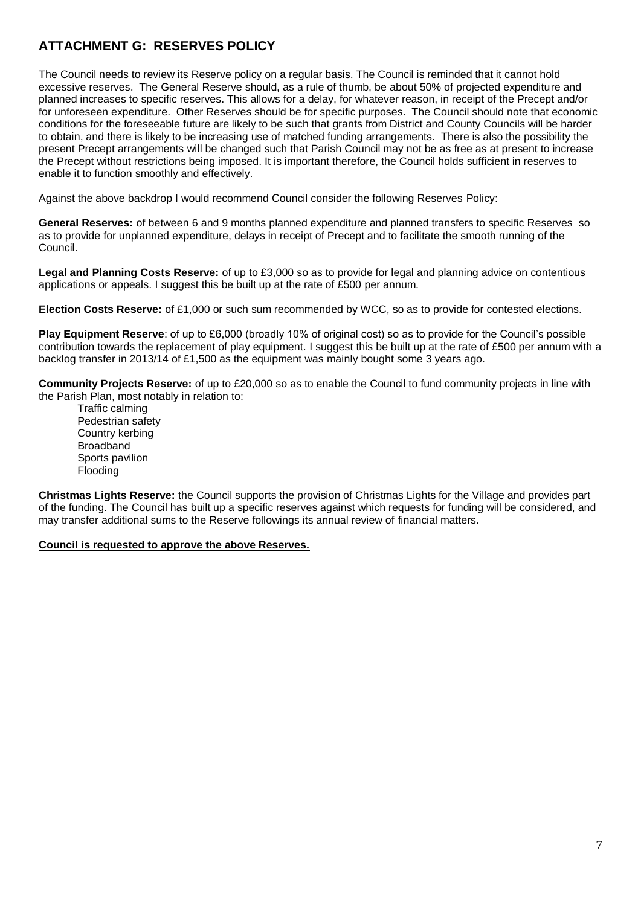## ATTACHMENT G: RESERVES POLICY

The Council needs to review its Reserve policy on a regular basis. The Council is reminded that it cannot hold excessive reserves. The General Reserve should, as a rule of thumb, be about 50% of projected expenditure and planned increases to specific reserves. This allows for a delay, for whatever reason, in receipt of the Precept and/or for unforeseen expenditure. Other Reserves should be for specific purposes. The Council should note that economic conditions for the foreseeable future are likely to be such that grants from District and County Councils will be harder to obtain, and there is likely to be increasing use of matched funding arrangements. There is also the possibility the present Precept arrangements will be changed such that Parish Council may not be as free as at present to increase the Precept without restrictions being imposed. It is important therefore, the Council holds sufficient in reserves to enable it to function smoothly and effectively.

Against the above backdrop I would recommend Council consider the following Reserves Policy:

**General Reserves:** of between 6 and 9 months planned expenditure and planned transfers to specific Reserves so as to provide for unplanned expenditure, delays in receipt of Precept and to facilitate the smooth running of the Council.

**Legal and Planning Costs Reserve:** of up to £3,000 so as to provide for legal and planning advice on contentious applications or appeals. I suggest this be built up at the rate of £500 per annum.

**Election Costs Reserve:** of £1,000 or such sum recommended by WCC, so as to provide for contested elections.

**Play Equipment Reserve**: of up to £6,000 (broadly 10% of original cost) so as to provide for the Council's possible contribution towards the replacement of play equipment. I suggest this be built up at the rate of £500 per annum with a backlog transfer in 2013/14 of £1,500 as the equipment was mainly bought some 3 years ago.

**Community Projects Reserve:** of up to £20,000 so as to enable the Council to fund community projects in line with the Parish Plan, most notably in relation to:

- Traffic calming
- Pedestrian safety
- Country kerbing
- Broadband
- Sports pavilion
- Flooding

**Christmas Lights Reserve:** the Council supports the provision of Christmas Lights for the Village and provides part of the funding. The Council has built up a specific reserves against which requests for funding will be considered, and may transfer additional sums to the Reserve followings its annual review of financial matters.

**Council is requested to approve the above Reserves.**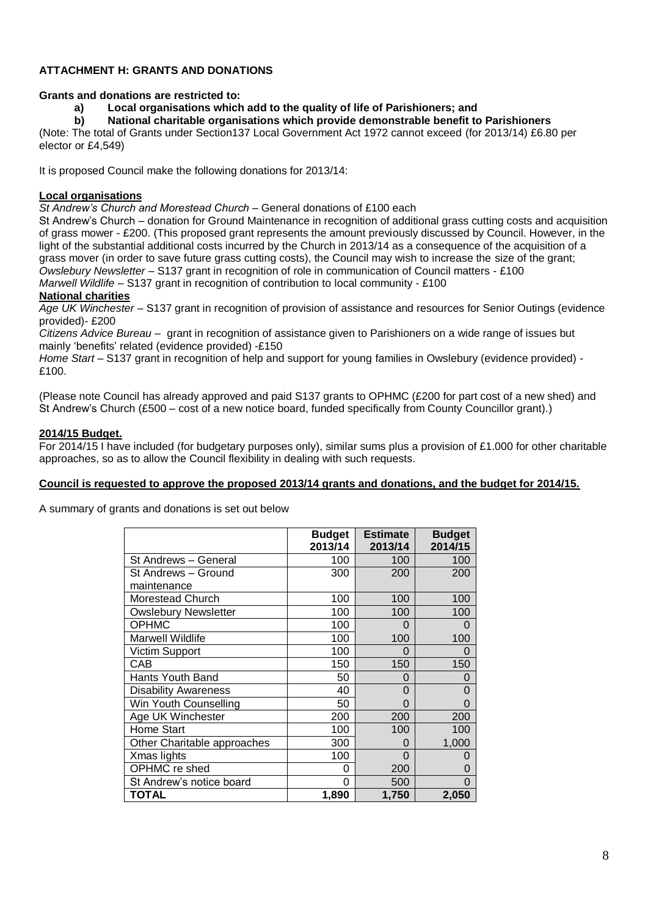**ATTACHMENT H: GRANTS AND DONATIONS**

**Grants and donations are restricted to:**

**a) Local organisations which add to the quality of life of Parishioners; and**

**b) National charitable organisations which provide demonstrable benefit to Parishioners**

(Note: The total of Grants under Section137 Local Government Act 1972 cannot exceed (for 2013/14) £6.80 per elector or £4,549)

It is proposed Council make the following donations for 2013/14:

**Local organisations**

*St Andrew's Church and Morestead Church* – General donations of £100 each

St Andrew's Church – donation for Ground Maintenance in recognition of additional grass cutting costs and acquisition of grass mower - £200. (This proposed grant represents the amount previously discussed by Council. However, in the light of the substantial additional costs incurred by the Church in 2013/14 as a consequence of the acquisition of a grass mover (in order to save future grass cutting costs), the Council may wish to increase the size of the grant;

*Owslebury Newsletter* – S137 grant in recognition of role in communication of Council matters - £100

*Marwell Wildlife* – S137 grant in recognition of contribution to local community - £100

**National charities**

*Age UK Winchester* – S137 grant in recognition of provision of assistance and resources for Senior Outings (evidence provided)- £200

*Citizens Advice Bureau* – grant in recognition of assistance given to Parishioners on a wide range of issues but mainly 'benefits' related (evidence provided) -£150

*Home Start* – S137 grant in recognition of help and support for young families in Owslebury (evidence provided) - £100.

(Please note Council has already approved and paid S137 grants to OPHMC (£200 for part cost of a new shed) and St Andrew's Church (£500 – cost of a new notice board, funded specifically from County Councillor grant).)

**2014/15 Budget.**

For 2014/15 I have included (for budgetary purposes only), similar sums plus a provision of £1.000 for other charitable approaches, so as to allow the Council flexibility in dealing with such requests.

**Council is requested to approve the proposed 2013/14 grants and donations, and the budget for 2014/15.**

A summary of grants and donations is set out below

| | Budget 2013/14 | Estimate 2013/14 | Budget 2014/15 |
|---|---|---|---|
| St Andrews – General | 100 | 100 | 100 |
| St Andrews – Ground maintenance | 300 | 200 | 200 |
| Morestead Church | 100 | 100 | 100 |
| Owslebury Newsletter | 100 | 100 | 100 |
| OPHMC | 100 | 0 | 0 |
| Marwell Wildlife | 100 | 100 | 100 |
| Victim Support | 100 | 0 | 0 |
| CAB | 150 | 150 | 150 |
| Hants Youth Band | 50 | 0 | 0 |
| Disability Awareness | 40 | 0 | 0 |
| Win Youth Counselling | 50 | 0 | 0 |
| Age UK Winchester | 200 | 200 | 200 |
| Home Start | 100 | 100 | 100 |
| Other Charitable approaches | 300 | 0 | 1,000 |
| Xmas lights | 100 | 0 | 0 |
| OPHMC re shed | 0 | 200 | 0 |
| St Andrew's notice board | 0 | 500 | 0 |
| **TOTAL** | **1,890** | **1,750** | **2,050** |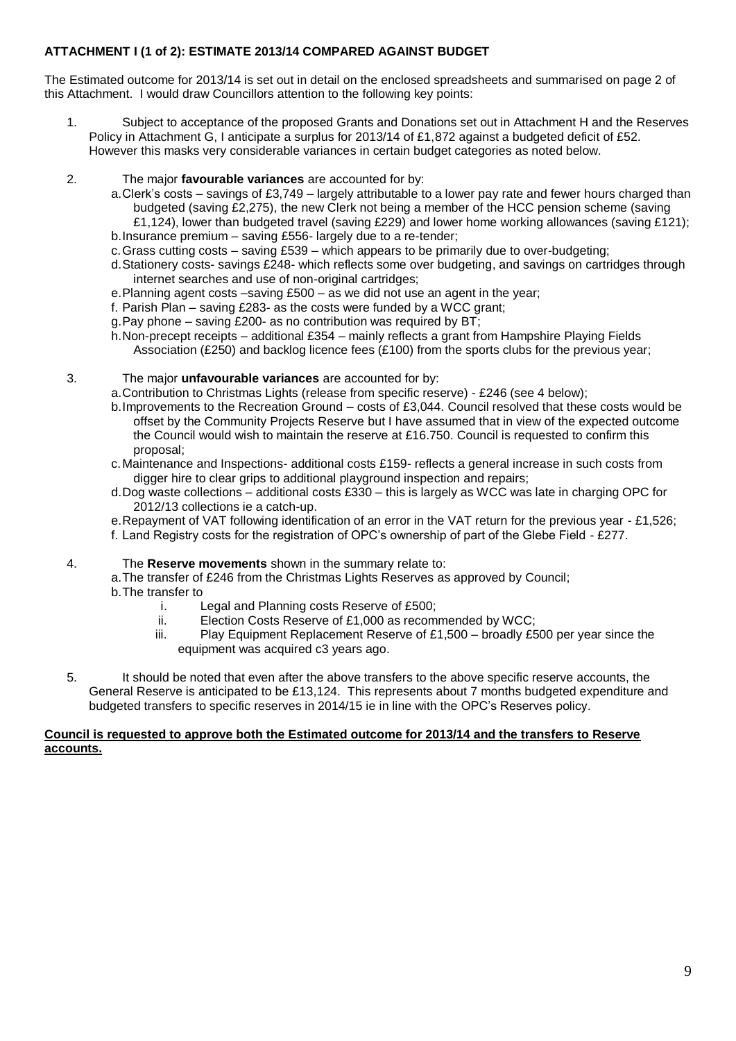**ATTACHMENT I (1 of 2): ESTIMATE 2013/14 COMPARED AGAINST BUDGET**

The Estimated outcome for 2013/14 is set out in detail on the enclosed spreadsheets and summarised on page 2 of this Attachment. I would draw Councillors attention to the following key points:

1. Subject to acceptance of the proposed Grants and Donations set out in Attachment H and the Reserves Policy in Attachment G, I anticipate a surplus for 2013/14 of £1,872 against a budgeted deficit of £52. However this masks very considerable variances in certain budget categories as noted below.

2. The major **favourable variances** are accounted for by:
   a. Clerk's costs – savings of £3,749 – largely attributable to a lower pay rate and fewer hours charged than budgeted (saving £2,275), the new Clerk not being a member of the HCC pension scheme (saving £1,124), lower than budgeted travel (saving £229) and lower home working allowances (saving £121);
   b. Insurance premium – saving £556- largely due to a re-tender;
   c. Grass cutting costs – saving £539 – which appears to be primarily due to over-budgeting;
   d. Stationery costs- savings £248- which reflects some over budgeting, and savings on cartridges through internet searches and use of non-original cartridges;
   e. Planning agent costs –saving £500 – as we did not use an agent in the year;
   f. Parish Plan – saving £283- as the costs were funded by a WCC grant;
   g. Pay phone – saving £200- as no contribution was required by BT;
   h. Non-precept receipts – additional £354 – mainly reflects a grant from Hampshire Playing Fields Association (£250) and backlog licence fees (£100) from the sports clubs for the previous year;

3. The major **unfavourable variances** are accounted for by:
   a. Contribution to Christmas Lights (release from specific reserve) - £246 (see 4 below);
   b. Improvements to the Recreation Ground – costs of £3,044. Council resolved that these costs would be offset by the Community Projects Reserve but I have assumed that in view of the expected outcome the Council would wish to maintain the reserve at £16.750. Council is requested to confirm this proposal;
   c. Maintenance and Inspections- additional costs £159- reflects a general increase in such costs from digger hire to clear grips to additional playground inspection and repairs;
   d. Dog waste collections – additional costs £330 – this is largely as WCC was late in charging OPC for 2012/13 collections ie a catch-up.
   e. Repayment of VAT following identification of an error in the VAT return for the previous year - £1,526;
   f. Land Registry costs for the registration of OPC's ownership of part of the Glebe Field - £277.

4. The **Reserve movements** shown in the summary relate to:
   a. The transfer of £246 from the Christmas Lights Reserves as approved by Council;
   b. The transfer to
      i. Legal and Planning costs Reserve of £500;
      ii. Election Costs Reserve of £1,000 as recommended by WCC;
      iii. Play Equipment Replacement Reserve of £1,500 – broadly £500 per year since the equipment was acquired c3 years ago.

5. It should be noted that even after the above transfers to the above specific reserve accounts, the General Reserve is anticipated to be £13,124. This represents about 7 months budgeted expenditure and budgeted transfers to specific reserves in 2014/15 ie in line with the OPC's Reserves policy.

**Council is requested to approve both the Estimated outcome for 2013/14 and the transfers to Reserve accounts.**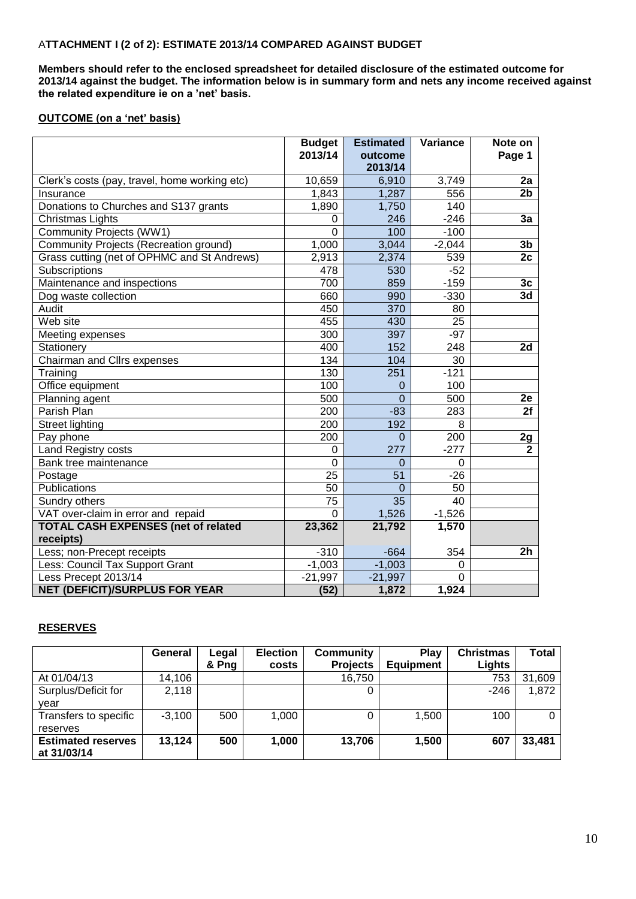**ATTACHMENT I (2 of 2): ESTIMATE 2013/14 COMPARED AGAINST BUDGET**

**Members should refer to the enclosed spreadsheet for detailed disclosure of the estimated outcome for 2013/14 against the budget. The information below is in summary form and nets any income received against the related expenditure ie on a 'net' basis.**

**OUTCOME (on a 'net' basis)**

| | Budget 2013/14 | Estimated outcome 2013/14 | Variance | Note on Page 1 |
|---|---|---|---|---|
| Clerk's costs (pay, travel, home working etc) | 10,659 | 6,910 | 3,749 | 2a |
| Insurance | 1,843 | 1,287 | 556 | 2b |
| Donations to Churches and S137 grants | 1,890 | 1,750 | 140 | |
| Christmas Lights | 0 | 246 | -246 | 3a |
| Community Projects (WW1) | 0 | 100 | -100 | |
| Community Projects (Recreation ground) | 1,000 | 3,044 | -2,044 | 3b |
| Grass cutting (net of OPHMC and St Andrews) | 2,913 | 2,374 | 539 | 2c |
| Subscriptions | 478 | 530 | -52 | |
| Maintenance and inspections | 700 | 859 | -159 | 3c |
| Dog waste collection | 660 | 990 | -330 | 3d |
| Audit | 450 | 370 | 80 | |
| Web site | 455 | 430 | 25 | |
| Meeting expenses | 300 | 397 | -97 | |
| Stationery | 400 | 152 | 248 | 2d |
| Chairman and Cllrs expenses | 134 | 104 | 30 | |
| Training | 130 | 251 | -121 | |
| Office equipment | 100 | 0 | 100 | |
| Planning agent | 500 | 0 | 500 | 2e |
| Parish Plan | 200 | -83 | 283 | 2f |
| Street lighting | 200 | 192 | 8 | |
| Pay phone | 200 | 0 | 200 | 2g |
| Land Registry costs | 0 | 277 | -277 | 2 |
| Bank tree maintenance | 0 | 0 | 0 | |
| Postage | 25 | 51 | -26 | |
| Publications | 50 | 0 | 50 | |
| Sundry others | 75 | 35 | 40 | |
| VAT over-claim in error and repaid | 0 | 1,526 | -1,526 | |
| **TOTAL CASH EXPENSES (net of related receipts)** | **23,362** | **21,792** | **1,570** | |
| Less; non-Precept receipts | -310 | -664 | 354 | 2h |
| Less: Council Tax Support Grant | -1,003 | -1,003 | 0 | |
| Less Precept 2013/14 | -21,997 | -21,997 | 0 | |
| **NET (DEFICIT)/SURPLUS FOR YEAR** | **(52)** | **1,872** | **1,924** | |

**RESERVES**

| | General | Legal & Png | Election costs | Community Projects | Play Equipment | Christmas Lights | Total |
|---|---|---|---|---|---|---|---|
| At 01/04/13 | 14,106 | | | 16,750 | | 753 | 31,609 |
| Surplus/Deficit for year | 2,118 | | | 0 | | -246 | 1,872 |
| Transfers to specific reserves | -3,100 | 500 | 1,000 | 0 | 1,500 | 100 | 0 |
| **Estimated reserves at 31/03/14** | **13,124** | **500** | **1,000** | **13,706** | **1,500** | **607** | **33,481** |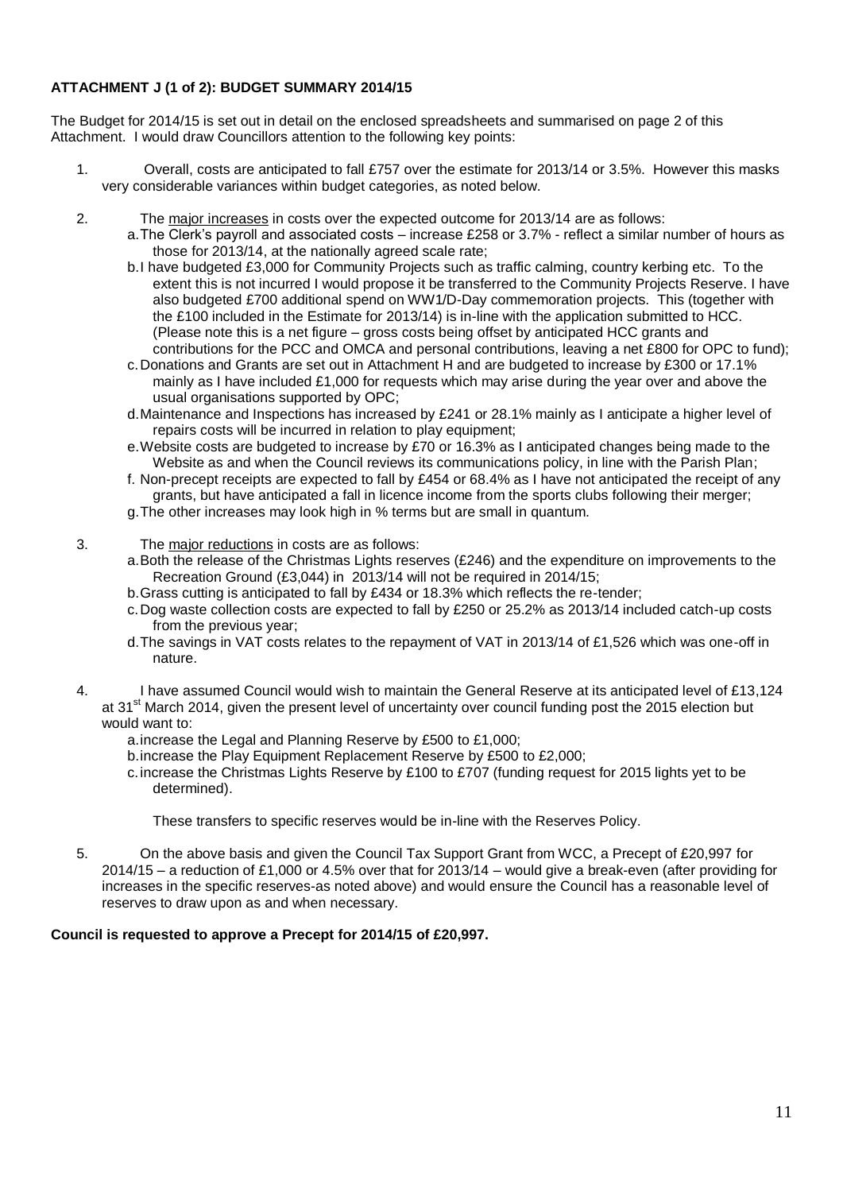**ATTACHMENT J (1 of 2): BUDGET SUMMARY 2014/15**

The Budget for 2014/15 is set out in detail on the enclosed spreadsheets and summarised on page 2 of this Attachment. I would draw Councillors attention to the following key points:

1. Overall, costs are anticipated to fall £757 over the estimate for 2013/14 or 3.5%. However this masks very considerable variances within budget categories, as noted below.

2. The major increases in costs over the expected outcome for 2013/14 are as follows:
   a. The Clerk's payroll and associated costs – increase £258 or 3.7% - reflect a similar number of hours as those for 2013/14, at the nationally agreed scale rate;
   b. I have budgeted £3,000 for Community Projects such as traffic calming, country kerbing etc. To the extent this is not incurred I would propose it be transferred to the Community Projects Reserve. I have also budgeted £700 additional spend on WW1/D-Day commemoration projects. This (together with the £100 included in the Estimate for 2013/14) is in-line with the application submitted to HCC. (Please note this is a net figure – gross costs being offset by anticipated HCC grants and contributions for the PCC and OMCA and personal contributions, leaving a net £800 for OPC to fund);
   c. Donations and Grants are set out in Attachment H and are budgeted to increase by £300 or 17.1% mainly as I have included £1,000 for requests which may arise during the year over and above the usual organisations supported by OPC;
   d. Maintenance and Inspections has increased by £241 or 28.1% mainly as I anticipate a higher level of repairs costs will be incurred in relation to play equipment;
   e. Website costs are budgeted to increase by £70 or 16.3% as I anticipated changes being made to the Website as and when the Council reviews its communications policy, in line with the Parish Plan;
   f. Non-precept receipts are expected to fall by £454 or 68.4% as I have not anticipated the receipt of any grants, but have anticipated a fall in licence income from the sports clubs following their merger;
   g. The other increases may look high in % terms but are small in quantum.

3. The major reductions in costs are as follows:
   a. Both the release of the Christmas Lights reserves (£246) and the expenditure on improvements to the Recreation Ground (£3,044) in 2013/14 will not be required in 2014/15;
   b. Grass cutting is anticipated to fall by £434 or 18.3% which reflects the re-tender;
   c. Dog waste collection costs are expected to fall by £250 or 25.2% as 2013/14 included catch-up costs from the previous year;
   d. The savings in VAT costs relates to the repayment of VAT in 2013/14 of £1,526 which was one-off in nature.

4. I have assumed Council would wish to maintain the General Reserve at its anticipated level of £13,124 at 31st March 2014, given the present level of uncertainty over council funding post the 2015 election but would want to:
   a. increase the Legal and Planning Reserve by £500 to £1,000;
   b. increase the Play Equipment Replacement Reserve by £500 to £2,000;
   c. increase the Christmas Lights Reserve by £100 to £707 (funding request for 2015 lights yet to be determined).

   These transfers to specific reserves would be in-line with the Reserves Policy.

5. On the above basis and given the Council Tax Support Grant from WCC, a Precept of £20,997 for 2014/15 – a reduction of £1,000 or 4.5% over that for 2013/14 – would give a break-even (after providing for increases in the specific reserves-as noted above) and would ensure the Council has a reasonable level of reserves to draw upon as and when necessary.

**Council is requested to approve a Precept for 2014/15 of £20,997.**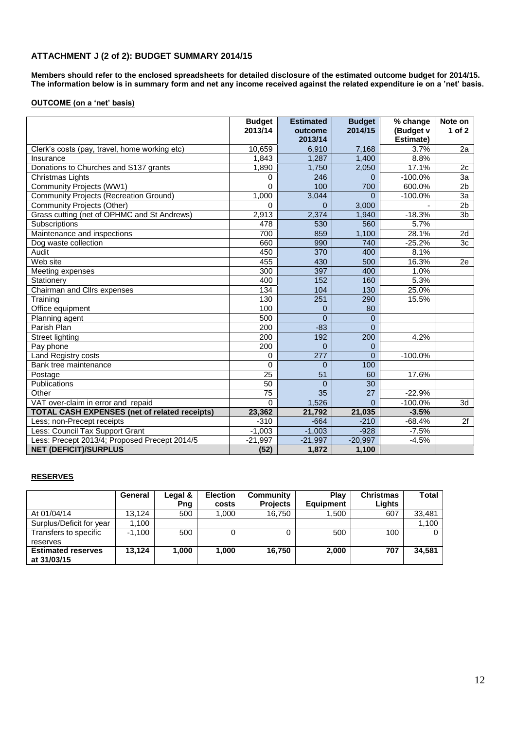## ATTACHMENT J (2 of 2): BUDGET SUMMARY 2014/15

**Members should refer to the enclosed spreadsheets for detailed disclosure of the estimated outcome budget for 2014/15. The information below is in summary form and net any income received against the related expenditure ie on a 'net' basis.**

**OUTCOME (on a 'net' basis)**

| | Budget 2013/14 | Estimated outcome 2013/14 | Budget 2014/15 | % change (Budget v Estimate) | Note on 1 of 2 |
|---|---|---|---|---|---|
| Clerk's costs (pay, travel, home working etc) | 10,659 | 6,910 | 7,168 | 3.7% | 2a |
| Insurance | 1,843 | 1,287 | 1,400 | 8.8% | |
| Donations to Churches and S137 grants | 1,890 | 1,750 | 2,050 | 17.1% | 2c |
| Christmas Lights | 0 | 246 | 0 | -100.0% | 3a |
| Community Projects (WW1) | 0 | 100 | 700 | 600.0% | 2b |
| Community Projects (Recreation Ground) | 1,000 | 3,044 | 0 | -100.0% | 3a |
| Community Projects (Other) | 0 | 0 | 3,000 | - | 2b |
| Grass cutting (net of OPHMC and St Andrews) | 2,913 | 2,374 | 1,940 | -18.3% | 3b |
| Subscriptions | 478 | 530 | 560 | 5.7% | |
| Maintenance and inspections | 700 | 859 | 1,100 | 28.1% | 2d |
| Dog waste collection | 660 | 990 | 740 | -25.2% | 3c |
| Audit | 450 | 370 | 400 | 8.1% | |
| Web site | 455 | 430 | 500 | 16.3% | 2e |
| Meeting expenses | 300 | 397 | 400 | 1.0% | |
| Stationery | 400 | 152 | 160 | 5.3% | |
| Chairman and Cllrs expenses | 134 | 104 | 130 | 25.0% | |
| Training | 130 | 251 | 290 | 15.5% | |
| Office equipment | 100 | 0 | 80 | | |
| Planning agent | 500 | 0 | 0 | | |
| Parish Plan | 200 | -83 | 0 | | |
| Street lighting | 200 | 192 | 200 | 4.2% | |
| Pay phone | 200 | 0 | 0 | | |
| Land Registry costs | 0 | 277 | 0 | -100.0% | |
| Bank tree maintenance | 0 | 0 | 100 | | |
| Postage | 25 | 51 | 60 | 17.6% | |
| Publications | 50 | 0 | 30 | | |
| Other | 75 | 35 | 27 | -22.9% | |
| VAT over-claim in error and repaid | 0 | 1,526 | 0 | -100.0% | 3d |
| **TOTAL CASH EXPENSES (net of related receipts)** | **23,362** | **21,792** | **21,035** | **-3.5%** | |
| Less; non-Precept receipts | -310 | -664 | -210 | -68.4% | 2f |
| Less: Council Tax Support Grant | -1,003 | -1,003 | -928 | -7.5% | |
| Less: Precept 2013/4; Proposed Precept 2014/5 | -21,997 | -21,997 | -20,997 | -4.5% | |
| **NET (DEFICIT)/SURPLUS** | **(52)** | **1,872** | **1,100** | | |

**RESERVES**

| | General | Legal & Png | Election costs | Community Projects | Play Equipment | Christmas Lights | Total |
|---|---|---|---|---|---|---|---|
| At 01/04/14 | 13,124 | 500 | 1,000 | 16,750 | 1,500 | 607 | 33,481 |
| Surplus/Deficit for year | 1,100 | | | | | | 1,100 |
| Transfers to specific reserves | -1,100 | 500 | 0 | 0 | 500 | 100 | 0 |
| **Estimated reserves at 31/03/15** | **13,124** | **1,000** | **1,000** | **16,750** | **2,000** | **707** | **34,581** |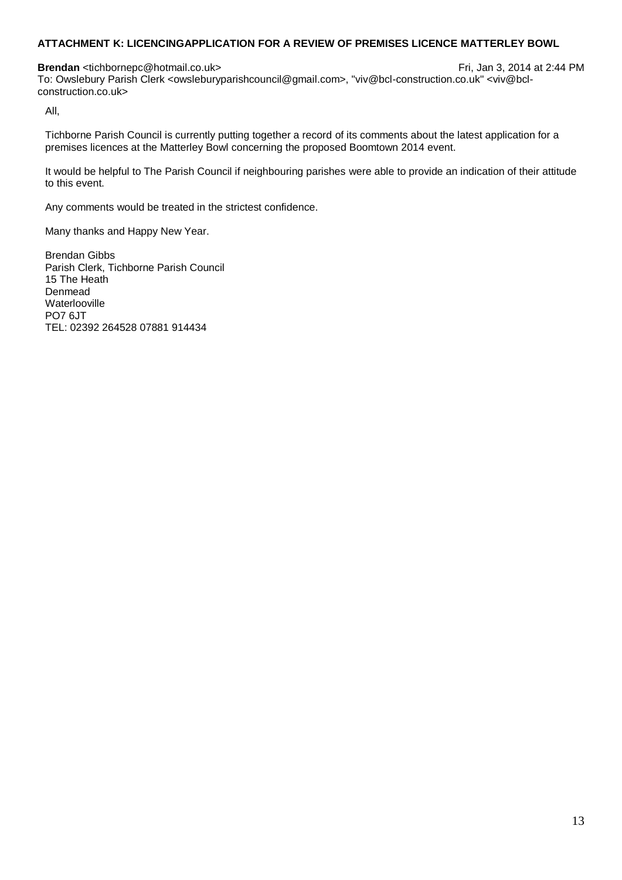**ATTACHMENT K: LICENCINGAPPLICATION FOR A REVIEW OF PREMISES LICENCE MATTERLEY BOWL**

**Brendan** <tichbornepc@hotmail.co.uk> Fri, Jan 3, 2014 at 2:44 PM
To: Owslebury Parish Clerk <owsleburyparishcouncil@gmail.com>, "viv@bcl-construction.co.uk" <viv@bcl-construction.co.uk>

All,

Tichborne Parish Council is currently putting together a record of its comments about the latest application for a premises licences at the Matterley Bowl concerning the proposed Boomtown 2014 event.

It would be helpful to The Parish Council if neighbouring parishes were able to provide an indication of their attitude to this event.

Any comments would be treated in the strictest confidence.

Many thanks and Happy New Year.

Brendan Gibbs
Parish Clerk, Tichborne Parish Council
15 The Heath
Denmead
Waterlooville
PO7 6JT
TEL: 02392 264528 07881 914434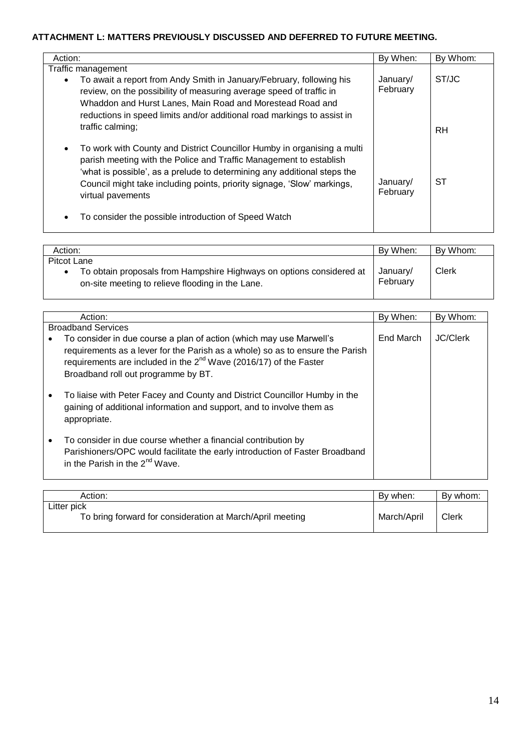**ATTACHMENT L: MATTERS PREVIOUSLY DISCUSSED AND DEFERRED TO FUTURE MEETING.**

| Action: | By When: | By Whom: |
|---|---|---|
| Traffic management<br>• To await a report from Andy Smith in January/February, following his review, on the possibility of measuring average speed of traffic in Whaddon and Hurst Lanes, Main Road and Morestead Road and reductions in speed limits and/or additional road markings to assist in traffic calming;<br>• To work with County and District Councillor Humby in organising a multi parish meeting with the Police and Traffic Management to establish 'what is possible', as a prelude to determining any additional steps the Council might take including points, priority signage, 'Slow' markings, virtual pavements<br>• To consider the possible introduction of Speed Watch | January/ February<br><br>January/ February | ST/JC<br><br>RH<br><br>ST |

| Action: | By When: | By Whom: |
|---|---|---|
| Pitcot Lane<br>• To obtain proposals from Hampshire Highways on options considered at on-site meeting to relieve flooding in the Lane. | January/ February | Clerk |

| Action: | By When: | By Whom: |
|---|---|---|
| Broadband Services<br>• To consider in due course a plan of action (which may use Marwell's requirements as a lever for the Parish as a whole) so as to ensure the Parish requirements are included in the 2nd Wave (2016/17) of the Faster Broadband roll out programme by BT.<br>• To liaise with Peter Facey and County and District Councillor Humby in the gaining of additional information and support, and to involve them as appropriate.<br>• To consider in due course whether a financial contribution by Parishioners/OPC would facilitate the early introduction of Faster Broadband in the Parish in the 2nd Wave. | End March | JC/Clerk |

| Action: | By when: | By whom: |
|---|---|---|
| Litter pick<br>To bring forward for consideration at March/April meeting | March/April | Clerk |